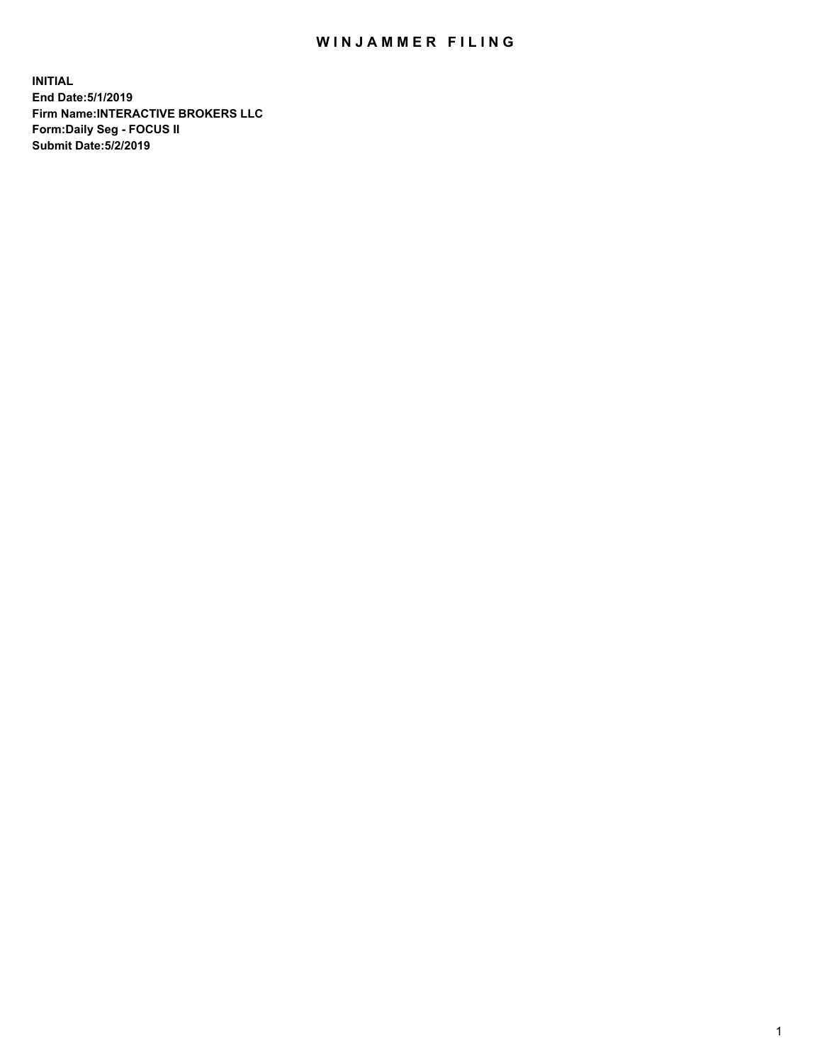# WINJAMMER FILING

**INITIAL**
**End Date:5/1/2019**
**Firm Name:INTERACTIVE BROKERS LLC**
**Form:Daily Seg - FOCUS II**
**Submit Date:5/2/2019**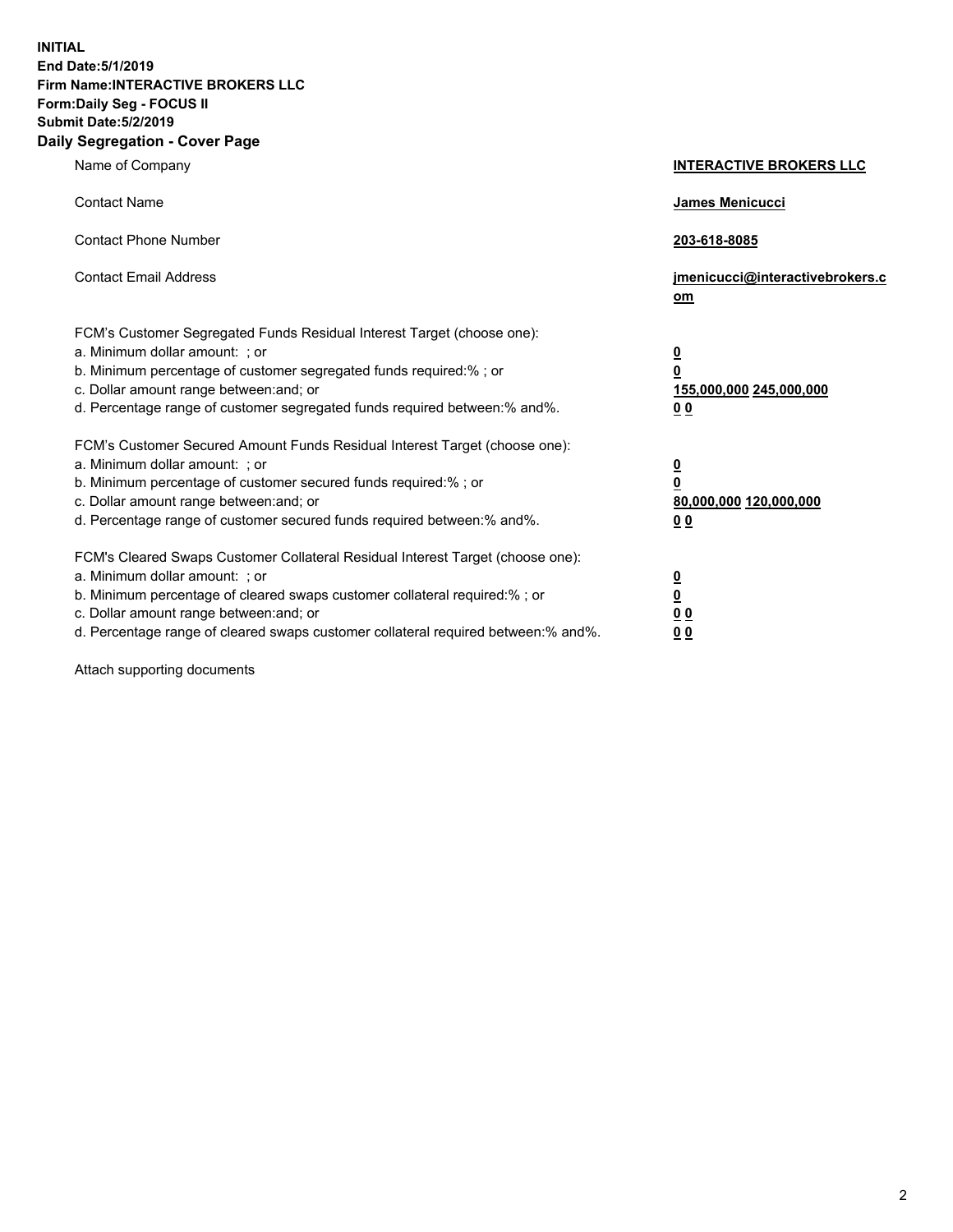**INITIAL**
**End Date:5/1/2019**
**Firm Name:INTERACTIVE BROKERS LLC**
**Form:Daily Seg - FOCUS II**
**Submit Date:5/2/2019**
**Daily Segregation - Cover Page**

| | |
|---|---|
| Name of Company | **INTERACTIVE BROKERS LLC** |
| Contact Name | **James Menicucci** |
| Contact Phone Number | **203-618-8085** |
| Contact Email Address | **jmenicucci@interactivebrokers.com** |

FCM's Customer Segregated Funds Residual Interest Target (choose one):

| | |
|---|---|
| a. Minimum dollar amount: ; or | **0** |
| b. Minimum percentage of customer segregated funds required:% ; or | **0** |
| c. Dollar amount range between:and; or | **155,000,000 245,000,000** |
| d. Percentage range of customer segregated funds required between:% and%. | **0 0** |

FCM's Customer Secured Amount Funds Residual Interest Target (choose one):

| | |
|---|---|
| a. Minimum dollar amount: ; or | **0** |
| b. Minimum percentage of customer secured funds required:% ; or | **0** |
| c. Dollar amount range between:and; or | **80,000,000 120,000,000** |
| d. Percentage range of customer secured funds required between:% and%. | **0 0** |

FCM's Cleared Swaps Customer Collateral Residual Interest Target (choose one):

| | |
|---|---|
| a. Minimum dollar amount: ; or | **0** |
| b. Minimum percentage of cleared swaps customer collateral required:% ; or | **0** |
| c. Dollar amount range between:and; or | **0 0** |
| d. Percentage range of cleared swaps customer collateral required between:% and%. | **0 0** |

Attach supporting documents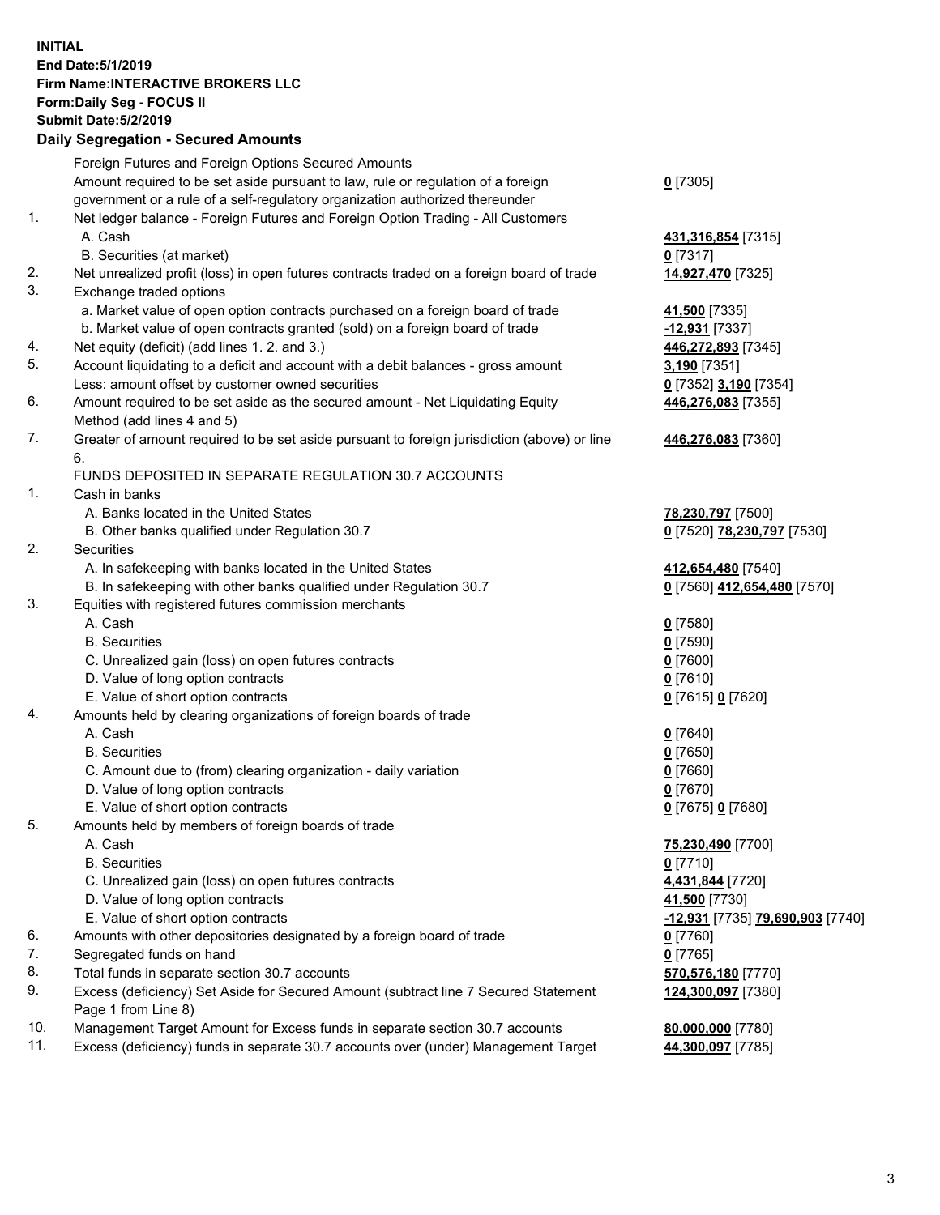**INITIAL**
**End Date:5/1/2019**
**Firm Name:INTERACTIVE BROKERS LLC**
**Form:Daily Seg - FOCUS II**
**Submit Date:5/2/2019**
**Daily Segregation - Secured Amounts**

| | | |
|---|---|---|
| | Foreign Futures and Foreign Options Secured Amounts | |
| | Amount required to be set aside pursuant to law, rule or regulation of a foreign government or a rule of a self-regulatory organization authorized thereunder | **0** [7305] |
| 1. | Net ledger balance - Foreign Futures and Foreign Option Trading - All Customers | |
| | A. Cash | **431,316,854** [7315] |
| | B. Securities (at market) | **0** [7317] |
| 2. | Net unrealized profit (loss) in open futures contracts traded on a foreign board of trade | **14,927,470** [7325] |
| 3. | Exchange traded options | |
| | a. Market value of open option contracts purchased on a foreign board of trade | **41,500** [7335] |
| | b. Market value of open contracts granted (sold) on a foreign board of trade | **-12,931** [7337] |
| 4. | Net equity (deficit) (add lines 1. 2. and 3.) | **446,272,893** [7345] |
| 5. | Account liquidating to a deficit and account with a debit balances - gross amount | **3,190** [7351] |
| | Less: amount offset by customer owned securities | **0** [7352] **3,190** [7354] |
| 6. | Amount required to be set aside as the secured amount - Net Liquidating Equity Method (add lines 4 and 5) | **446,276,083** [7355] |
| 7. | Greater of amount required to be set aside pursuant to foreign jurisdiction (above) or line 6. | **446,276,083** [7360] |
| | FUNDS DEPOSITED IN SEPARATE REGULATION 30.7 ACCOUNTS | |
| 1. | Cash in banks | |
| | A. Banks located in the United States | **78,230,797** [7500] |
| | B. Other banks qualified under Regulation 30.7 | **0** [7520] **78,230,797** [7530] |
| 2. | Securities | |
| | A. In safekeeping with banks located in the United States | **412,654,480** [7540] |
| | B. In safekeeping with other banks qualified under Regulation 30.7 | **0** [7560] **412,654,480** [7570] |
| 3. | Equities with registered futures commission merchants | |
| | A. Cash | **0** [7580] |
| | B. Securities | **0** [7590] |
| | C. Unrealized gain (loss) on open futures contracts | **0** [7600] |
| | D. Value of long option contracts | **0** [7610] |
| | E. Value of short option contracts | **0** [7615] **0** [7620] |
| 4. | Amounts held by clearing organizations of foreign boards of trade | |
| | A. Cash | **0** [7640] |
| | B. Securities | **0** [7650] |
| | C. Amount due to (from) clearing organization - daily variation | **0** [7660] |
| | D. Value of long option contracts | **0** [7670] |
| | E. Value of short option contracts | **0** [7675] **0** [7680] |
| 5. | Amounts held by members of foreign boards of trade | |
| | A. Cash | **75,230,490** [7700] |
| | B. Securities | **0** [7710] |
| | C. Unrealized gain (loss) on open futures contracts | **4,431,844** [7720] |
| | D. Value of long option contracts | **41,500** [7730] |
| | E. Value of short option contracts | **-12,931** [7735] **79,690,903** [7740] |
| 6. | Amounts with other depositories designated by a foreign board of trade | **0** [7760] |
| 7. | Segregated funds on hand | **0** [7765] |
| 8. | Total funds in separate section 30.7 accounts | **570,576,180** [7770] |
| 9. | Excess (deficiency) Set Aside for Secured Amount (subtract line 7 Secured Statement Page 1 from Line 8) | **124,300,097** [7380] |
| 10. | Management Target Amount for Excess funds in separate section 30.7 accounts | **80,000,000** [7780] |
| 11. | Excess (deficiency) funds in separate 30.7 accounts over (under) Management Target | **44,300,097** [7785] |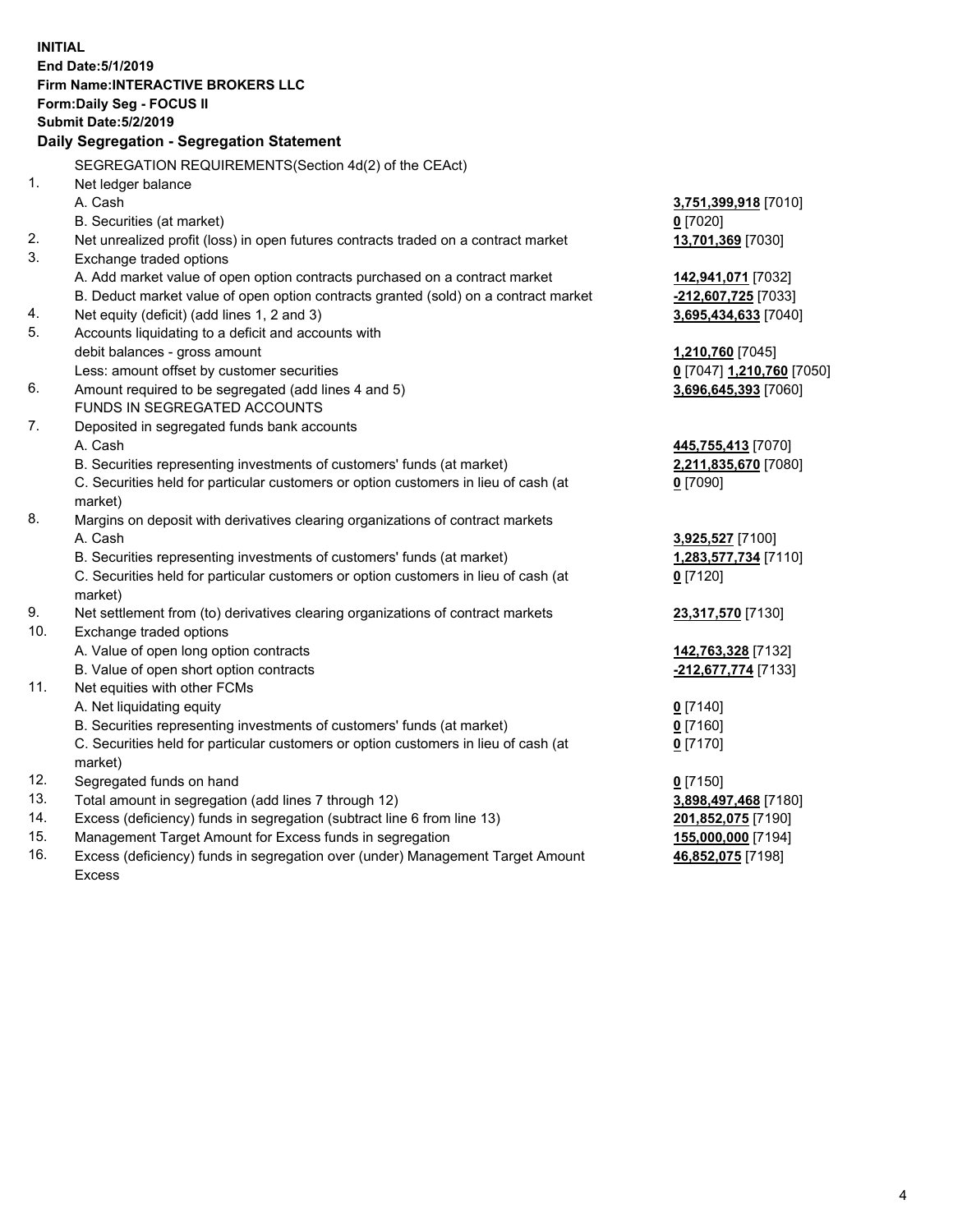**INITIAL**
**End Date:5/1/2019**
**Firm Name:INTERACTIVE BROKERS LLC**
**Form:Daily Seg - FOCUS II**
**Submit Date:5/2/2019**

## Daily Segregation - Segregation Statement

SEGREGATION REQUIREMENTS(Section 4d(2) of the CEAct)

| | | |
|---|---|---|
| 1. | Net ledger balance | |
| | A. Cash | **3,751,399,918** [7010] |
| | B. Securities (at market) | **0** [7020] |
| 2. | Net unrealized profit (loss) in open futures contracts traded on a contract market | **13,701,369** [7030] |
| 3. | Exchange traded options | |
| | A. Add market value of open option contracts purchased on a contract market | **142,941,071** [7032] |
| | B. Deduct market value of open option contracts granted (sold) on a contract market | **-212,607,725** [7033] |
| 4. | Net equity (deficit) (add lines 1, 2 and 3) | **3,695,434,633** [7040] |
| 5. | Accounts liquidating to a deficit and accounts with | |
| | debit balances - gross amount | **1,210,760** [7045] |
| | Less: amount offset by customer securities | **0** [7047] **1,210,760** [7050] |
| 6. | Amount required to be segregated (add lines 4 and 5) | **3,696,645,393** [7060] |
| | FUNDS IN SEGREGATED ACCOUNTS | |
| 7. | Deposited in segregated funds bank accounts | |
| | A. Cash | **445,755,413** [7070] |
| | B. Securities representing investments of customers' funds (at market) | **2,211,835,670** [7080] |
| | C. Securities held for particular customers or option customers in lieu of cash (at market) | **0** [7090] |
| 8. | Margins on deposit with derivatives clearing organizations of contract markets | |
| | A. Cash | **3,925,527** [7100] |
| | B. Securities representing investments of customers' funds (at market) | **1,283,577,734** [7110] |
| | C. Securities held for particular customers or option customers in lieu of cash (at market) | **0** [7120] |
| 9. | Net settlement from (to) derivatives clearing organizations of contract markets | **23,317,570** [7130] |
| 10. | Exchange traded options | |
| | A. Value of open long option contracts | **142,763,328** [7132] |
| | B. Value of open short option contracts | **-212,677,774** [7133] |
| 11. | Net equities with other FCMs | |
| | A. Net liquidating equity | **0** [7140] |
| | B. Securities representing investments of customers' funds (at market) | **0** [7160] |
| | C. Securities held for particular customers or option customers in lieu of cash (at market) | **0** [7170] |
| 12. | Segregated funds on hand | **0** [7150] |
| 13. | Total amount in segregation (add lines 7 through 12) | **3,898,497,468** [7180] |
| 14. | Excess (deficiency) funds in segregation (subtract line 6 from line 13) | **201,852,075** [7190] |
| 15. | Management Target Amount for Excess funds in segregation | **155,000,000** [7194] |
| 16. | Excess (deficiency) funds in segregation over (under) Management Target Amount Excess | **46,852,075** [7198] |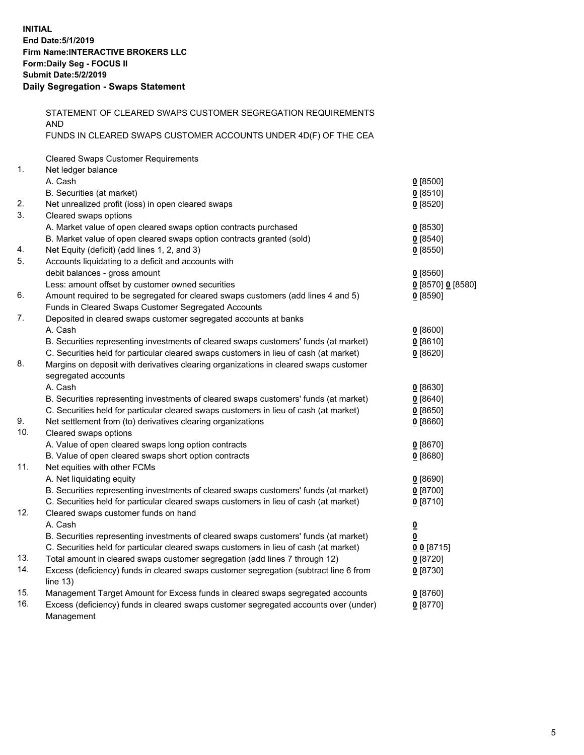**INITIAL**
**End Date:5/1/2019**
**Firm Name:INTERACTIVE BROKERS LLC**
**Form:Daily Seg - FOCUS II**
**Submit Date:5/2/2019**
**Daily Segregation - Swaps Statement**

STATEMENT OF CLEARED SWAPS CUSTOMER SEGREGATION REQUIREMENTS AND FUNDS IN CLEARED SWAPS CUSTOMER ACCOUNTS UNDER 4D(F) OF THE CEA

| | | |
|---|---|---|
| | Cleared Swaps Customer Requirements | |
| 1. | Net ledger balance | |
| | A. Cash | 0 [8500] |
| | B. Securities (at market) | 0 [8510] |
| 2. | Net unrealized profit (loss) in open cleared swaps | 0 [8520] |
| 3. | Cleared swaps options | |
| | A. Market value of open cleared swaps option contracts purchased | 0 [8530] |
| | B. Market value of open cleared swaps option contracts granted (sold) | 0 [8540] |
| 4. | Net Equity (deficit) (add lines 1, 2, and 3) | 0 [8550] |
| 5. | Accounts liquidating to a deficit and accounts with | |
| | debit balances - gross amount | 0 [8560] |
| | Less: amount offset by customer owned securities | 0 [8570] 0 [8580] |
| 6. | Amount required to be segregated for cleared swaps customers (add lines 4 and 5) | 0 [8590] |
| | Funds in Cleared Swaps Customer Segregated Accounts | |
| 7. | Deposited in cleared swaps customer segregated accounts at banks | |
| | A. Cash | 0 [8600] |
| | B. Securities representing investments of cleared swaps customers' funds (at market) | 0 [8610] |
| | C. Securities held for particular cleared swaps customers in lieu of cash (at market) | 0 [8620] |
| 8. | Margins on deposit with derivatives clearing organizations in cleared swaps customer segregated accounts | |
| | A. Cash | 0 [8630] |
| | B. Securities representing investments of cleared swaps customers' funds (at market) | 0 [8640] |
| | C. Securities held for particular cleared swaps customers in lieu of cash (at market) | 0 [8650] |
| 9. | Net settlement from (to) derivatives clearing organizations | 0 [8660] |
| 10. | Cleared swaps options | |
| | A. Value of open cleared swaps long option contracts | 0 [8670] |
| | B. Value of open cleared swaps short option contracts | 0 [8680] |
| 11. | Net equities with other FCMs | |
| | A. Net liquidating equity | 0 [8690] |
| | B. Securities representing investments of cleared swaps customers' funds (at market) | 0 [8700] |
| | C. Securities held for particular cleared swaps customers in lieu of cash (at market) | 0 [8710] |
| 12. | Cleared swaps customer funds on hand | |
| | A. Cash | 0 |
| | B. Securities representing investments of cleared swaps customers' funds (at market) | 0 |
| | C. Securities held for particular cleared swaps customers in lieu of cash (at market) | 0 0 [8715] |
| 13. | Total amount in cleared swaps customer segregation (add lines 7 through 12) | 0 [8720] |
| 14. | Excess (deficiency) funds in cleared swaps customer segregation (subtract line 6 from line 13) | 0 [8730] |
| 15. | Management Target Amount for Excess funds in cleared swaps segregated accounts | 0 [8760] |
| 16. | Excess (deficiency) funds in cleared swaps customer segregated accounts over (under) Management | 0 [8770] |